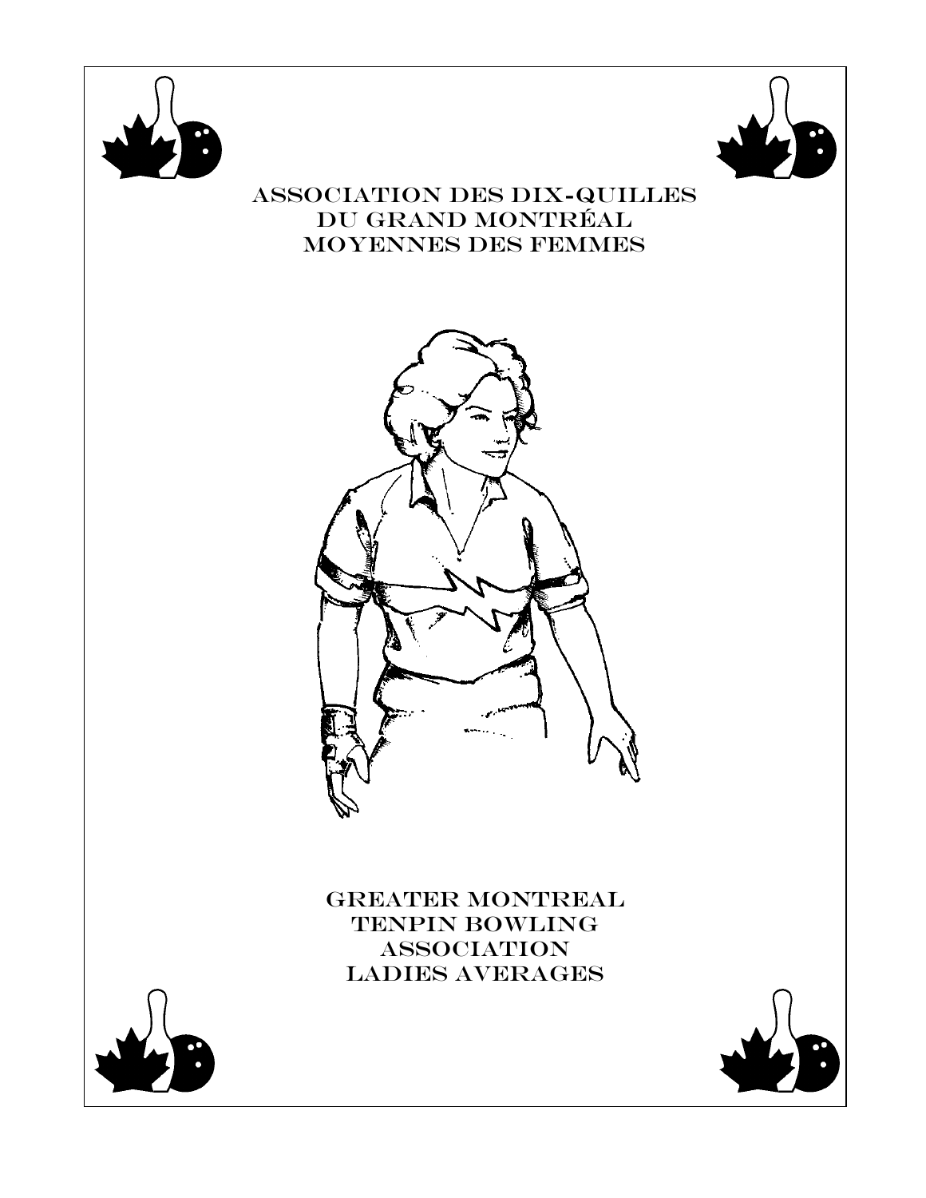# ASSOCIATION DES DIX-QUILLES DU GRAND MONTRÉAL MOYENNES DES FEMMES

# GREATER MONTREAL TENPIN BOWLING ASSOCIATION LADIES AVERAGES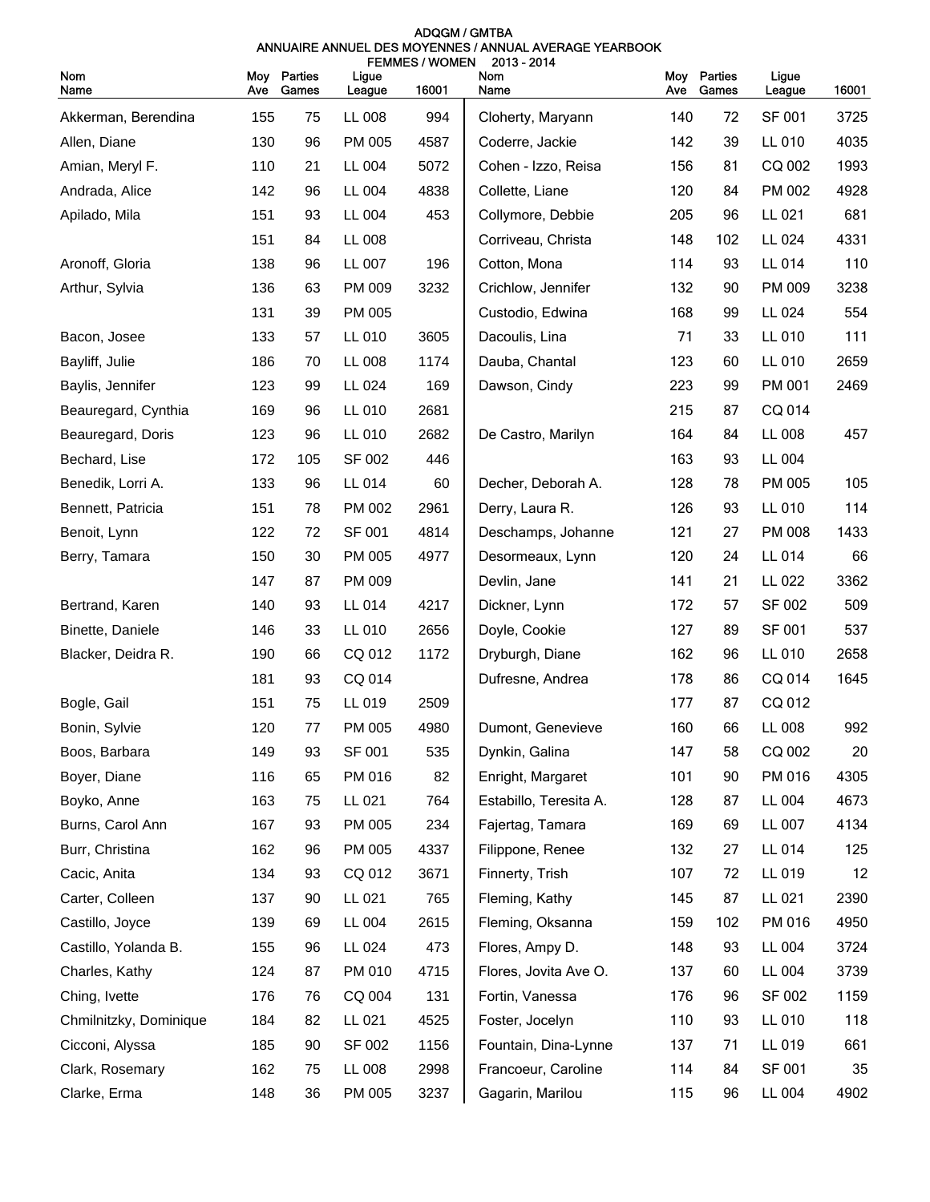ADQGM / GMTBA
ANNUAIRE ANNUEL DES MOYENNES / ANNUAL AVERAGE YEARBOOK
FEMMES / WOMEN 2013 - 2014

| Nom Name | Moy Ave | Parties Games | Ligue League | 16001 |
|---|---|---|---|---|
| Akkerman, Berendina | 155 | 75 | LL 008 | 994 |
| Allen, Diane | 130 | 96 | PM 005 | 4587 |
| Amian, Meryl F. | 110 | 21 | LL 004 | 5072 |
| Andrada, Alice | 142 | 96 | LL 004 | 4838 |
| Apilado, Mila | 151 | 93 | LL 004 | 453 |
| | 151 | 84 | LL 008 | |
| Aronoff, Gloria | 138 | 96 | LL 007 | 196 |
| Arthur, Sylvia | 136 | 63 | PM 009 | 3232 |
| | 131 | 39 | PM 005 | |
| Bacon, Josee | 133 | 57 | LL 010 | 3605 |
| Bayliff, Julie | 186 | 70 | LL 008 | 1174 |
| Baylis, Jennifer | 123 | 99 | LL 024 | 169 |
| Beauregard, Cynthia | 169 | 96 | LL 010 | 2681 |
| Beauregard, Doris | 123 | 96 | LL 010 | 2682 |
| Bechard, Lise | 172 | 105 | SF 002 | 446 |
| Benedik, Lorri A. | 133 | 96 | LL 014 | 60 |
| Bennett, Patricia | 151 | 78 | PM 002 | 2961 |
| Benoit, Lynn | 122 | 72 | SF 001 | 4814 |
| Berry, Tamara | 150 | 30 | PM 005 | 4977 |
| | 147 | 87 | PM 009 | |
| Bertrand, Karen | 140 | 93 | LL 014 | 4217 |
| Binette, Daniele | 146 | 33 | LL 010 | 2656 |
| Blacker, Deidra R. | 190 | 66 | CQ 012 | 1172 |
| | 181 | 93 | CQ 014 | |
| Bogle, Gail | 151 | 75 | LL 019 | 2509 |
| Bonin, Sylvie | 120 | 77 | PM 005 | 4980 |
| Boos, Barbara | 149 | 93 | SF 001 | 535 |
| Boyer, Diane | 116 | 65 | PM 016 | 82 |
| Boyko, Anne | 163 | 75 | LL 021 | 764 |
| Burns, Carol Ann | 167 | 93 | PM 005 | 234 |
| Burr, Christina | 162 | 96 | PM 005 | 4337 |
| Cacic, Anita | 134 | 93 | CQ 012 | 3671 |
| Carter, Colleen | 137 | 90 | LL 021 | 765 |
| Castillo, Joyce | 139 | 69 | LL 004 | 2615 |
| Castillo, Yolanda B. | 155 | 96 | LL 024 | 473 |
| Charles, Kathy | 124 | 87 | PM 010 | 4715 |
| Ching, Ivette | 176 | 76 | CQ 004 | 131 |
| Chmilnitzky, Dominique | 184 | 82 | LL 021 | 4525 |
| Cicconi, Alyssa | 185 | 90 | SF 002 | 1156 |
| Clark, Rosemary | 162 | 75 | LL 008 | 2998 |
| Clarke, Erma | 148 | 36 | PM 005 | 3237 |
| Cloherty, Maryann | 140 | 72 | SF 001 | 3725 |
| Coderre, Jackie | 142 | 39 | LL 010 | 4035 |
| Cohen - Izzo, Reisa | 156 | 81 | CQ 002 | 1993 |
| Collette, Liane | 120 | 84 | PM 002 | 4928 |
| Collymore, Debbie | 205 | 96 | LL 021 | 681 |
| Corriveau, Christa | 148 | 102 | LL 024 | 4331 |
| Cotton, Mona | 114 | 93 | LL 014 | 110 |
| Crichlow, Jennifer | 132 | 90 | PM 009 | 3238 |
| Custodio, Edwina | 168 | 99 | LL 024 | 554 |
| Dacoulis, Lina | 71 | 33 | LL 010 | 111 |
| Dauba, Chantal | 123 | 60 | LL 010 | 2659 |
| Dawson, Cindy | 223 | 99 | PM 001 | 2469 |
| | 215 | 87 | CQ 014 | |
| De Castro, Marilyn | 164 | 84 | LL 008 | 457 |
| | 163 | 93 | LL 004 | |
| Decher, Deborah A. | 128 | 78 | PM 005 | 105 |
| Derry, Laura R. | 126 | 93 | LL 010 | 114 |
| Deschamps, Johanne | 121 | 27 | PM 008 | 1433 |
| Desormeaux, Lynn | 120 | 24 | LL 014 | 66 |
| Devlin, Jane | 141 | 21 | LL 022 | 3362 |
| Dickner, Lynn | 172 | 57 | SF 002 | 509 |
| Doyle, Cookie | 127 | 89 | SF 001 | 537 |
| Dryburgh, Diane | 162 | 96 | LL 010 | 2658 |
| Dufresne, Andrea | 178 | 86 | CQ 014 | 1645 |
| | 177 | 87 | CQ 012 | |
| Dumont, Genevieve | 160 | 66 | LL 008 | 992 |
| Dynkin, Galina | 147 | 58 | CQ 002 | 20 |
| Enright, Margaret | 101 | 90 | PM 016 | 4305 |
| Estabillo, Teresita A. | 128 | 87 | LL 004 | 4673 |
| Fajertag, Tamara | 169 | 69 | LL 007 | 4134 |
| Filippone, Renee | 132 | 27 | LL 014 | 125 |
| Finnerty, Trish | 107 | 72 | LL 019 | 12 |
| Fleming, Kathy | 145 | 87 | LL 021 | 2390 |
| Fleming, Oksanna | 159 | 102 | PM 016 | 4950 |
| Flores, Ampy D. | 148 | 93 | LL 004 | 3724 |
| Flores, Jovita Ave O. | 137 | 60 | LL 004 | 3739 |
| Fortin, Vanessa | 176 | 96 | SF 002 | 1159 |
| Foster, Jocelyn | 110 | 93 | LL 010 | 118 |
| Fountain, Dina-Lynne | 137 | 71 | LL 019 | 661 |
| Francoeur, Caroline | 114 | 84 | SF 001 | 35 |
| Gagarin, Marilou | 115 | 96 | LL 004 | 4902 |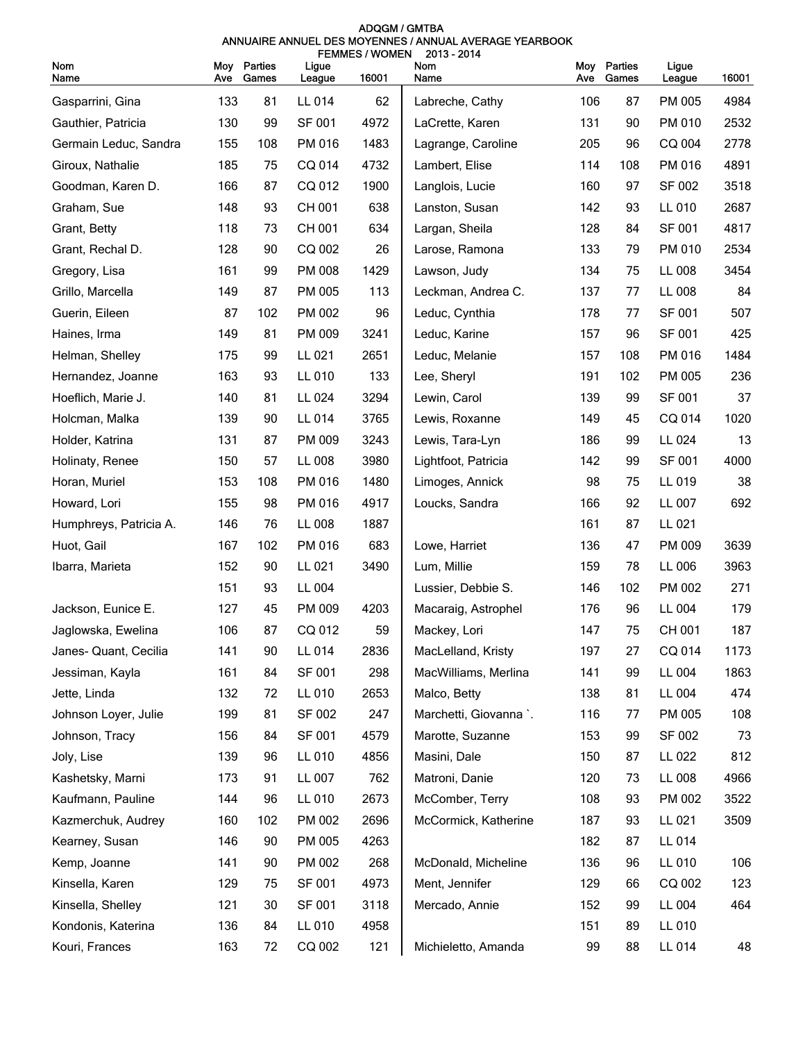ADQGM / GMTBA
ANNUAIRE ANNUEL DES MOYENNES / ANNUAL AVERAGE YEARBOOK
FEMMES / WOMEN 2013 - 2014

| Nom Name | Moy Ave | Parties Games | Ligue League | 16001 |
|---|---|---|---|---|
| Gasparrini, Gina | 133 | 81 | LL 014 | 62 |
| Gauthier, Patricia | 130 | 99 | SF 001 | 4972 |
| Germain Leduc, Sandra | 155 | 108 | PM 016 | 1483 |
| Giroux, Nathalie | 185 | 75 | CQ 014 | 4732 |
| Goodman, Karen D. | 166 | 87 | CQ 012 | 1900 |
| Graham, Sue | 148 | 93 | CH 001 | 638 |
| Grant, Betty | 118 | 73 | CH 001 | 634 |
| Grant, Rechal D. | 128 | 90 | CQ 002 | 26 |
| Gregory, Lisa | 161 | 99 | PM 008 | 1429 |
| Grillo, Marcella | 149 | 87 | PM 005 | 113 |
| Guerin, Eileen | 87 | 102 | PM 002 | 96 |
| Haines, Irma | 149 | 81 | PM 009 | 3241 |
| Helman, Shelley | 175 | 99 | LL 021 | 2651 |
| Hernandez, Joanne | 163 | 93 | LL 010 | 133 |
| Hoeflich, Marie J. | 140 | 81 | LL 024 | 3294 |
| Holcman, Malka | 139 | 90 | LL 014 | 3765 |
| Holder, Katrina | 131 | 87 | PM 009 | 3243 |
| Holinaty, Renee | 150 | 57 | LL 008 | 3980 |
| Horan, Muriel | 153 | 108 | PM 016 | 1480 |
| Howard, Lori | 155 | 98 | PM 016 | 4917 |
| Humphreys, Patricia A. | 146 | 76 | LL 008 | 1887 |
| Huot, Gail | 167 | 102 | PM 016 | 683 |
| Ibarra, Marieta | 152 | 90 | LL 021 | 3490 |
| | 151 | 93 | LL 004 | |
| Jackson, Eunice E. | 127 | 45 | PM 009 | 4203 |
| Jaglowska, Ewelina | 106 | 87 | CQ 012 | 59 |
| Janes- Quant, Cecilia | 141 | 90 | LL 014 | 2836 |
| Jessiman, Kayla | 161 | 84 | SF 001 | 298 |
| Jette, Linda | 132 | 72 | LL 010 | 2653 |
| Johnson Loyer, Julie | 199 | 81 | SF 002 | 247 |
| Johnson, Tracy | 156 | 84 | SF 001 | 4579 |
| Joly, Lise | 139 | 96 | LL 010 | 4856 |
| Kashetsky, Marni | 173 | 91 | LL 007 | 762 |
| Kaufmann, Pauline | 144 | 96 | LL 010 | 2673 |
| Kazmerchuk, Audrey | 160 | 102 | PM 002 | 2696 |
| Kearney, Susan | 146 | 90 | PM 005 | 4263 |
| Kemp, Joanne | 141 | 90 | PM 002 | 268 |
| Kinsella, Karen | 129 | 75 | SF 001 | 4973 |
| Kinsella, Shelley | 121 | 30 | SF 001 | 3118 |
| Kondonis, Katerina | 136 | 84 | LL 010 | 4958 |
| Kouri, Frances | 163 | 72 | CQ 002 | 121 |
| Labreche, Cathy | 106 | 87 | PM 005 | 4984 |
| LaCrette, Karen | 131 | 90 | PM 010 | 2532 |
| Lagrange, Caroline | 205 | 96 | CQ 004 | 2778 |
| Lambert, Elise | 114 | 108 | PM 016 | 4891 |
| Langlois, Lucie | 160 | 97 | SF 002 | 3518 |
| Lanston, Susan | 142 | 93 | LL 010 | 2687 |
| Largan, Sheila | 128 | 84 | SF 001 | 4817 |
| Larose, Ramona | 133 | 79 | PM 010 | 2534 |
| Lawson, Judy | 134 | 75 | LL 008 | 3454 |
| Leckman, Andrea C. | 137 | 77 | LL 008 | 84 |
| Leduc, Cynthia | 178 | 77 | SF 001 | 507 |
| Leduc, Karine | 157 | 96 | SF 001 | 425 |
| Leduc, Melanie | 157 | 108 | PM 016 | 1484 |
| Lee, Sheryl | 191 | 102 | PM 005 | 236 |
| Lewin, Carol | 139 | 99 | SF 001 | 37 |
| Lewis, Roxanne | 149 | 45 | CQ 014 | 1020 |
| Lewis, Tara-Lyn | 186 | 99 | LL 024 | 13 |
| Lightfoot, Patricia | 142 | 99 | SF 001 | 4000 |
| Limoges, Annick | 98 | 75 | LL 019 | 38 |
| Loucks, Sandra | 166 | 92 | LL 007 | 692 |
| | 161 | 87 | LL 021 | |
| Lowe, Harriet | 136 | 47 | PM 009 | 3639 |
| Lum, Millie | 159 | 78 | LL 006 | 3963 |
| Lussier, Debbie S. | 146 | 102 | PM 002 | 271 |
| Macaraig, Astrophel | 176 | 96 | LL 004 | 179 |
| Mackey, Lori | 147 | 75 | CH 001 | 187 |
| MacLelland, Kristy | 197 | 27 | CQ 014 | 1173 |
| MacWilliams, Merlina | 141 | 99 | LL 004 | 1863 |
| Malco, Betty | 138 | 81 | LL 004 | 474 |
| Marchetti, Giovanna `. | 116 | 77 | PM 005 | 108 |
| Marotte, Suzanne | 153 | 99 | SF 002 | 73 |
| Masini, Dale | 150 | 87 | LL 022 | 812 |
| Matroni, Danie | 120 | 73 | LL 008 | 4966 |
| McComber, Terry | 108 | 93 | PM 002 | 3522 |
| McCormick, Katherine | 187 | 93 | LL 021 | 3509 |
| | 182 | 87 | LL 014 | |
| McDonald, Micheline | 136 | 96 | LL 010 | 106 |
| Ment, Jennifer | 129 | 66 | CQ 002 | 123 |
| Mercado, Annie | 152 | 99 | LL 004 | 464 |
| | 151 | 89 | LL 010 | |
| Michieletto, Amanda | 99 | 88 | LL 014 | 48 |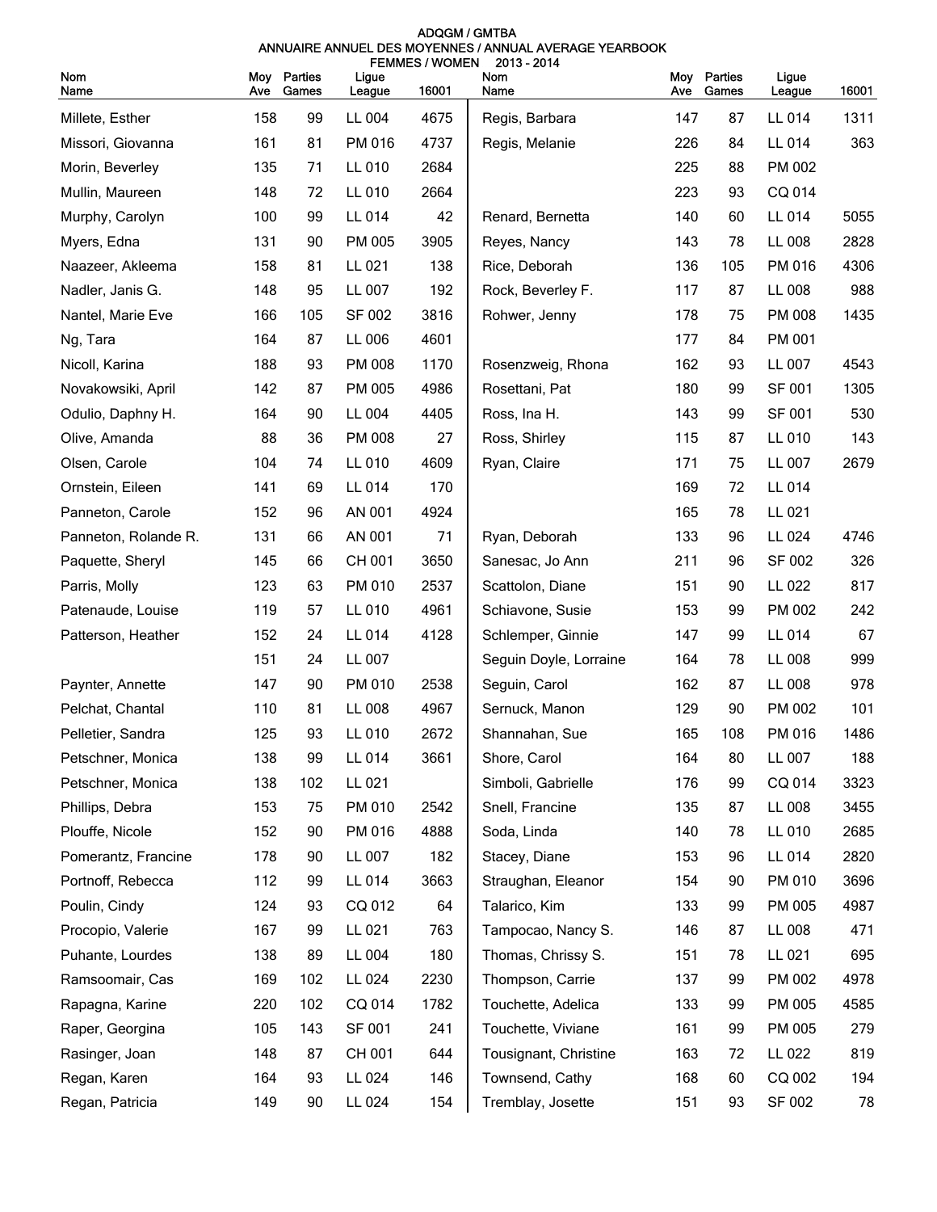ADQGM / GMTBA

ANNUAIRE ANNUEL DES MOYENNES / ANNUAL AVERAGE YEARBOOK

FEMMES / WOMEN 2013 - 2014

| Nom Name | Moy Ave | Parties Games | Ligue League | 16001 |
|---|---|---|---|---|
| Millete, Esther | 158 | 99 | LL 004 | 4675 |
| Missori, Giovanna | 161 | 81 | PM 016 | 4737 |
| Morin, Beverley | 135 | 71 | LL 010 | 2684 |
| Mullin, Maureen | 148 | 72 | LL 010 | 2664 |
| Murphy, Carolyn | 100 | 99 | LL 014 | 42 |
| Myers, Edna | 131 | 90 | PM 005 | 3905 |
| Naazeer, Akleema | 158 | 81 | LL 021 | 138 |
| Nadler, Janis G. | 148 | 95 | LL 007 | 192 |
| Nantel, Marie Eve | 166 | 105 | SF 002 | 3816 |
| Ng, Tara | 164 | 87 | LL 006 | 4601 |
| Nicoll, Karina | 188 | 93 | PM 008 | 1170 |
| Novakowsiki, April | 142 | 87 | PM 005 | 4986 |
| Odulio, Daphny H. | 164 | 90 | LL 004 | 4405 |
| Olive, Amanda | 88 | 36 | PM 008 | 27 |
| Olsen, Carole | 104 | 74 | LL 010 | 4609 |
| Ornstein, Eileen | 141 | 69 | LL 014 | 170 |
| Panneton, Carole | 152 | 96 | AN 001 | 4924 |
| Panneton, Rolande R. | 131 | 66 | AN 001 | 71 |
| Paquette, Sheryl | 145 | 66 | CH 001 | 3650 |
| Parris, Molly | 123 | 63 | PM 010 | 2537 |
| Patenaude, Louise | 119 | 57 | LL 010 | 4961 |
| Patterson, Heather | 152 | 24 | LL 014 | 4128 |
| | 151 | 24 | LL 007 | |
| Paynter, Annette | 147 | 90 | PM 010 | 2538 |
| Pelchat, Chantal | 110 | 81 | LL 008 | 4967 |
| Pelletier, Sandra | 125 | 93 | LL 010 | 2672 |
| Petschner, Monica | 138 | 99 | LL 014 | 3661 |
| Petschner, Monica | 138 | 102 | LL 021 | |
| Phillips, Debra | 153 | 75 | PM 010 | 2542 |
| Plouffe, Nicole | 152 | 90 | PM 016 | 4888 |
| Pomerantz, Francine | 178 | 90 | LL 007 | 182 |
| Portnoff, Rebecca | 112 | 99 | LL 014 | 3663 |
| Poulin, Cindy | 124 | 93 | CQ 012 | 64 |
| Procopio, Valerie | 167 | 99 | LL 021 | 763 |
| Puhante, Lourdes | 138 | 89 | LL 004 | 180 |
| Ramsoomair, Cas | 169 | 102 | LL 024 | 2230 |
| Rapagna, Karine | 220 | 102 | CQ 014 | 1782 |
| Raper, Georgina | 105 | 143 | SF 001 | 241 |
| Rasinger, Joan | 148 | 87 | CH 001 | 644 |
| Regan, Karen | 164 | 93 | LL 024 | 146 |
| Regan, Patricia | 149 | 90 | LL 024 | 154 |
| Regis, Barbara | 147 | 87 | LL 014 | 1311 |
| Regis, Melanie | 226 | 84 | LL 014 | 363 |
| | 225 | 88 | PM 002 | |
| | 223 | 93 | CQ 014 | |
| Renard, Bernetta | 140 | 60 | LL 014 | 5055 |
| Reyes, Nancy | 143 | 78 | LL 008 | 2828 |
| Rice, Deborah | 136 | 105 | PM 016 | 4306 |
| Rock, Beverley F. | 117 | 87 | LL 008 | 988 |
| Rohwer, Jenny | 178 | 75 | PM 008 | 1435 |
| | 177 | 84 | PM 001 | |
| Rosenzweig, Rhona | 162 | 93 | LL 007 | 4543 |
| Rosettani, Pat | 180 | 99 | SF 001 | 1305 |
| Ross, Ina H. | 143 | 99 | SF 001 | 530 |
| Ross, Shirley | 115 | 87 | LL 010 | 143 |
| Ryan, Claire | 171 | 75 | LL 007 | 2679 |
| | 169 | 72 | LL 014 | |
| | 165 | 78 | LL 021 | |
| Ryan, Deborah | 133 | 96 | LL 024 | 4746 |
| Sanesac, Jo Ann | 211 | 96 | SF 002 | 326 |
| Scattolon, Diane | 151 | 90 | LL 022 | 817 |
| Schiavone, Susie | 153 | 99 | PM 002 | 242 |
| Schlemper, Ginnie | 147 | 99 | LL 014 | 67 |
| Seguin Doyle, Lorraine | 164 | 78 | LL 008 | 999 |
| Seguin, Carol | 162 | 87 | LL 008 | 978 |
| Sernuck, Manon | 129 | 90 | PM 002 | 101 |
| Shannahan, Sue | 165 | 108 | PM 016 | 1486 |
| Shore, Carol | 164 | 80 | LL 007 | 188 |
| Simboli, Gabrielle | 176 | 99 | CQ 014 | 3323 |
| Snell, Francine | 135 | 87 | LL 008 | 3455 |
| Soda, Linda | 140 | 78 | LL 010 | 2685 |
| Stacey, Diane | 153 | 96 | LL 014 | 2820 |
| Straughan, Eleanor | 154 | 90 | PM 010 | 3696 |
| Talarico, Kim | 133 | 99 | PM 005 | 4987 |
| Tampocao, Nancy S. | 146 | 87 | LL 008 | 471 |
| Thomas, Chrissy S. | 151 | 78 | LL 021 | 695 |
| Thompson, Carrie | 137 | 99 | PM 002 | 4978 |
| Touchette, Adelica | 133 | 99 | PM 005 | 4585 |
| Touchette, Viviane | 161 | 99 | PM 005 | 279 |
| Tousignant, Christine | 163 | 72 | LL 022 | 819 |
| Townsend, Cathy | 168 | 60 | CQ 002 | 194 |
| Tremblay, Josette | 151 | 93 | SF 002 | 78 |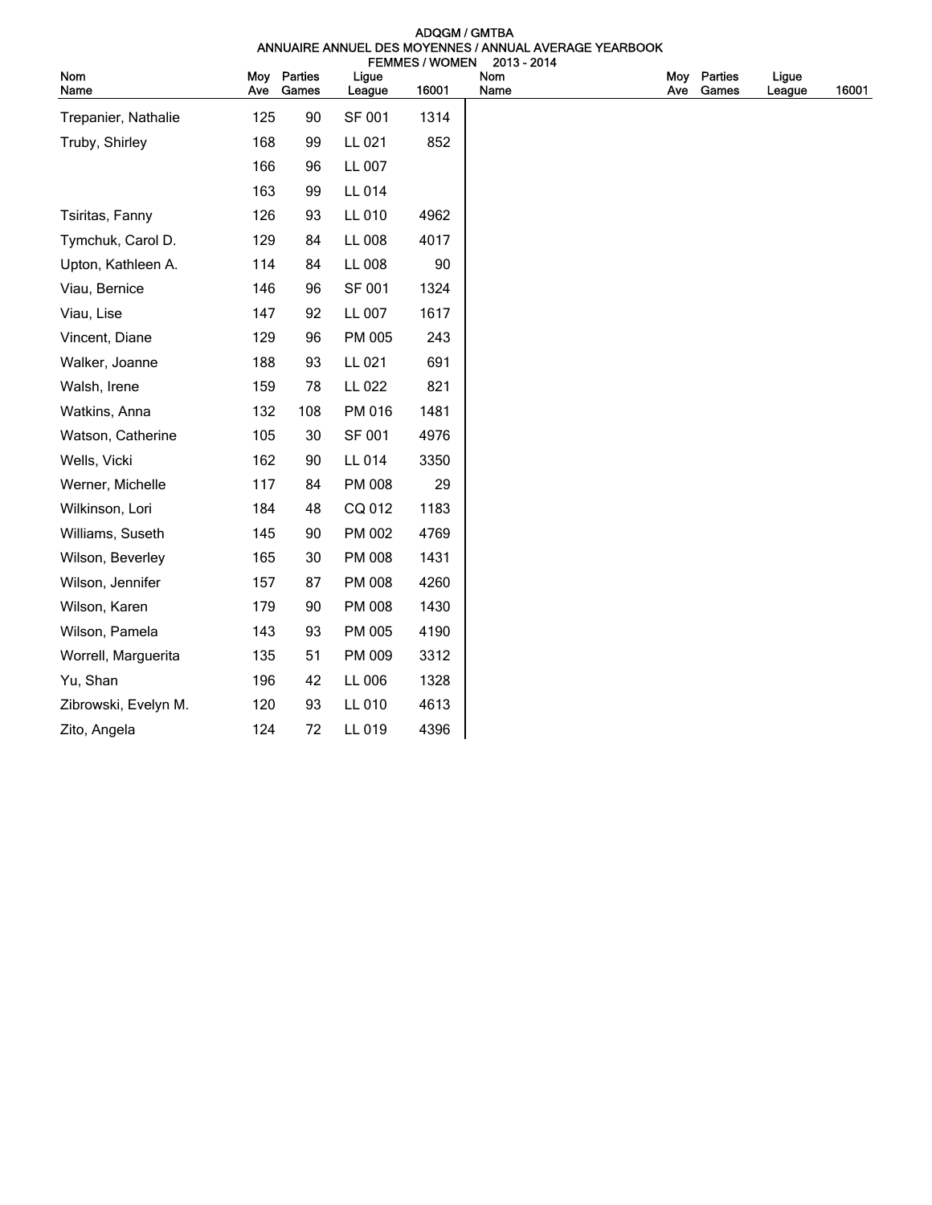ADQGM / GMTBA
ANNUAIRE ANNUEL DES MOYENNES / ANNUAL AVERAGE YEARBOOK
FEMMES / WOMEN 2013 - 2014

| Nom Name | Moy Ave | Parties Games | Ligue League | 16001 |
|---|---|---|---|---|
| Trepanier, Nathalie | 125 | 90 | SF 001 | 1314 |
| Truby, Shirley | 168 | 99 | LL 021 | 852 |
| | 166 | 96 | LL 007 | |
| | 163 | 99 | LL 014 | |
| Tsiritas, Fanny | 126 | 93 | LL 010 | 4962 |
| Tymchuk, Carol D. | 129 | 84 | LL 008 | 4017 |
| Upton, Kathleen A. | 114 | 84 | LL 008 | 90 |
| Viau, Bernice | 146 | 96 | SF 001 | 1324 |
| Viau, Lise | 147 | 92 | LL 007 | 1617 |
| Vincent, Diane | 129 | 96 | PM 005 | 243 |
| Walker, Joanne | 188 | 93 | LL 021 | 691 |
| Walsh, Irene | 159 | 78 | LL 022 | 821 |
| Watkins, Anna | 132 | 108 | PM 016 | 1481 |
| Watson, Catherine | 105 | 30 | SF 001 | 4976 |
| Wells, Vicki | 162 | 90 | LL 014 | 3350 |
| Werner, Michelle | 117 | 84 | PM 008 | 29 |
| Wilkinson, Lori | 184 | 48 | CQ 012 | 1183 |
| Williams, Suseth | 145 | 90 | PM 002 | 4769 |
| Wilson, Beverley | 165 | 30 | PM 008 | 1431 |
| Wilson, Jennifer | 157 | 87 | PM 008 | 4260 |
| Wilson, Karen | 179 | 90 | PM 008 | 1430 |
| Wilson, Pamela | 143 | 93 | PM 005 | 4190 |
| Worrell, Marguerita | 135 | 51 | PM 009 | 3312 |
| Yu, Shan | 196 | 42 | LL 006 | 1328 |
| Zibrowski, Evelyn M. | 120 | 93 | LL 010 | 4613 |
| Zito, Angela | 124 | 72 | LL 019 | 4396 |